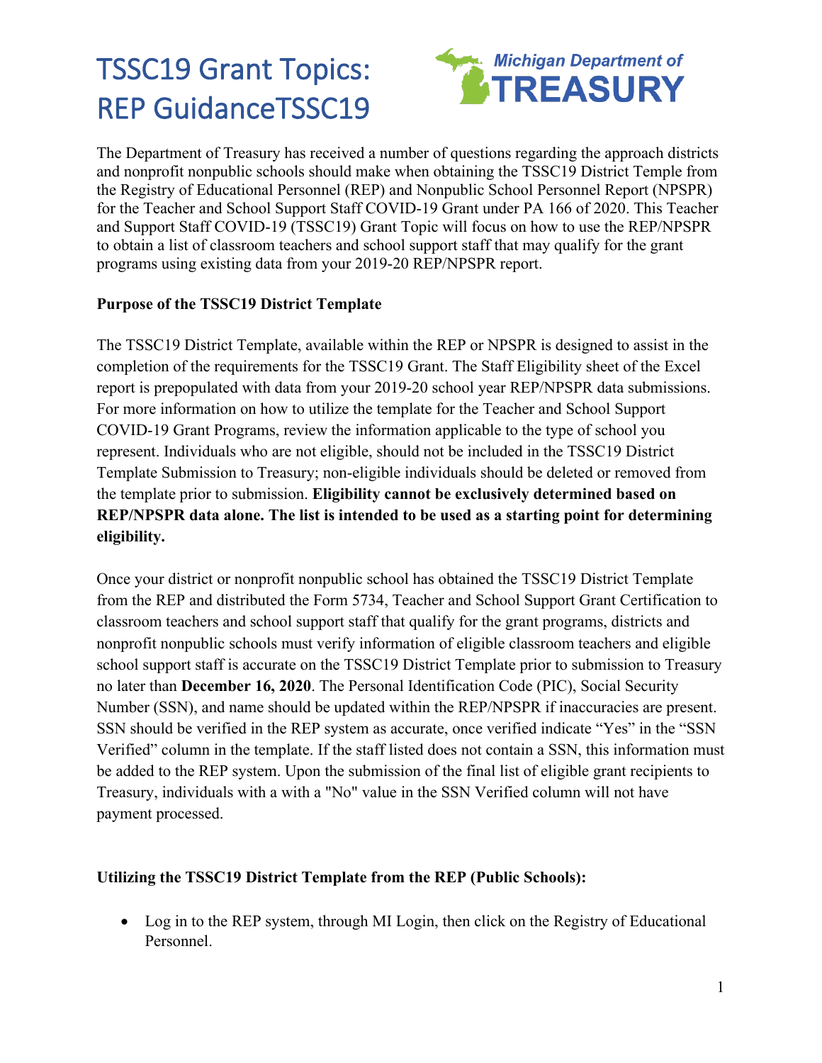# TSSC19 Grant Topics: REP GuidanceTSSC19

Michigan Department of TREASURY

The Department of Treasury has received a number of questions regarding the approach districts and nonprofit nonpublic schools should make when obtaining the TSSC19 District Temple from the Registry of Educational Personnel (REP) and Nonpublic School Personnel Report (NPSPR) for the Teacher and School Support Staff COVID-19 Grant under PA 166 of 2020. This Teacher and Support Staff COVID-19 (TSSC19) Grant Topic will focus on how to use the REP/NPSPR to obtain a list of classroom teachers and school support staff that may qualify for the grant programs using existing data from your 2019-20 REP/NPSPR report.

**Purpose of the TSSC19 District Template**

The TSSC19 District Template, available within the REP or NPSPR is designed to assist in the completion of the requirements for the TSSC19 Grant. The Staff Eligibility sheet of the Excel report is prepopulated with data from your 2019-20 school year REP/NPSPR data submissions. For more information on how to utilize the template for the Teacher and School Support COVID-19 Grant Programs, review the information applicable to the type of school you represent. Individuals who are not eligible, should not be included in the TSSC19 District Template Submission to Treasury; non-eligible individuals should be deleted or removed from the template prior to submission. **Eligibility cannot be exclusively determined based on REP/NPSPR data alone. The list is intended to be used as a starting point for determining eligibility.**

Once your district or nonprofit nonpublic school has obtained the TSSC19 District Template from the REP and distributed the Form 5734, Teacher and School Support Grant Certification to classroom teachers and school support staff that qualify for the grant programs, districts and nonprofit nonpublic schools must verify information of eligible classroom teachers and eligible school support staff is accurate on the TSSC19 District Template prior to submission to Treasury no later than **December 16, 2020**. The Personal Identification Code (PIC), Social Security Number (SSN), and name should be updated within the REP/NPSPR if inaccuracies are present. SSN should be verified in the REP system as accurate, once verified indicate "Yes" in the "SSN Verified" column in the template. If the staff listed does not contain a SSN, this information must be added to the REP system. Upon the submission of the final list of eligible grant recipients to Treasury, individuals with a with a "No" value in the SSN Verified column will not have payment processed.

**Utilizing the TSSC19 District Template from the REP (Public Schools):**

- Log in to the REP system, through MI Login, then click on the Registry of Educational Personnel.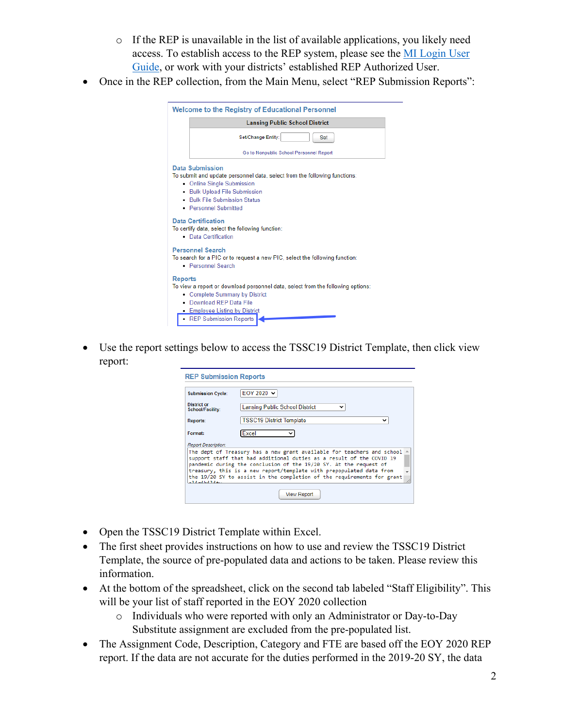- If the REP is unavailable in the list of available applications, you likely need access. To establish access to the REP system, please see the MI Login User Guide, or work with your districts' established REP Authorized User.
- Once in the REP collection, from the Main Menu, select "REP Submission Reports":

**Welcome to the Registry of Educational Personnel**

Lansing Public School District

Set/Change Entity: [ ] Set

Go to Nonpublic School Personnel Report

**Data Submission**
To submit and update personnel data, select from the following functions.
- Online Single Submission
- Bulk Upload File Submission
- Bulk File Submission Status
- Personnel Submitted

**Data Certification**
To certify data, select the following function:
- Data Certification

**Personnel Search**
To search for a PIC or to request a new PIC, select the following function:
- Personnel Search

**Reports**
To view a report or download personnel data, select from the following options:
- Complete Summary by District
- Download REP Data File
- Employee Listing by District
- REP Submission Reports

- Use the report settings below to access the TSSC19 District Template, then click view report:

**REP Submission Reports**

| | |
|---|---|
| Submission Cycle: | EOY 2020 |
| District or School/Facility: | Lansing Public School District |
| Reports: | TSSC19 District Template |
| Format: | Excel |

Report Description:
The dept of Treasury has a new grant available for teachers and school support staff that had additional duties as a result of the COVID 19 pandemic during the conclusion of the 19/20 SY. At the request of treasury, this is a new report/template with prepopulated data from the 19/20 SY to assist in the completion of the requirements for grant eligibility.

View Report

- Open the TSSC19 District Template within Excel.
- The first sheet provides instructions on how to use and review the TSSC19 District Template, the source of pre-populated data and actions to be taken. Please review this information.
- At the bottom of the spreadsheet, click on the second tab labeled "Staff Eligibility". This will be your list of staff reported in the EOY 2020 collection
   - Individuals who were reported with only an Administrator or Day-to-Day Substitute assignment are excluded from the pre-populated list.
- The Assignment Code, Description, Category and FTE are based off the EOY 2020 REP report. If the data are not accurate for the duties performed in the 2019-20 SY, the data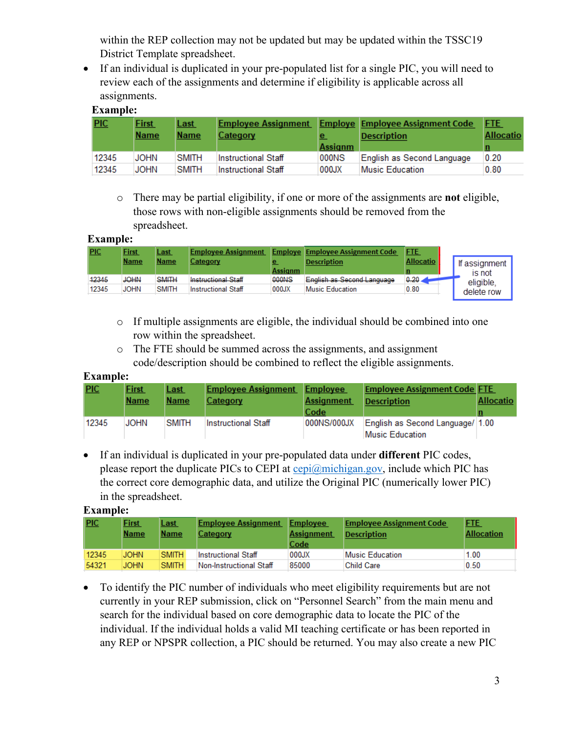within the REP collection may not be updated but may be updated within the TSSC19 District Template spreadsheet.

- If an individual is duplicated in your pre-populated list for a single PIC, you will need to review each of the assignments and determine if eligibility is applicable across all assignments.

**Example:**

| PIC | First Name | Last Name | Employee Assignment Category | Employee Assignment | Employee Assignment Code Description | FTE Allocation |
|---|---|---|---|---|---|---|
| 12345 | JOHN | SMITH | Instructional Staff | 000NS | English as Second Language | 0.20 |
| 12345 | JOHN | SMITH | Instructional Staff | 000JX | Music Education | 0.80 |

  - There may be partial eligibility, if one or more of the assignments are **not** eligible, those rows with non-eligible assignments should be removed from the spreadsheet.

**Example:**

| PIC | First Name | Last Name | Employee Assignment Category | Employee Assignment | Employee Assignment Code Description | FTE Allocation |
|---|---|---|---|---|---|---|
| ~~12345~~ | ~~JOHN~~ | ~~SMITH~~ | ~~Instructional Staff~~ | ~~000NS~~ | ~~English as Second Language~~ | ~~0.20~~ |
| 12345 | JOHN | SMITH | Instructional Staff | 000JX | Music Education | 0.80 |

If assignment is not eligible, delete row

  - If multiple assignments are eligible, the individual should be combined into one row within the spreadsheet.
  - The FTE should be summed across the assignments, and assignment code/description should be combined to reflect the eligible assignments.

**Example:**

| PIC | First Name | Last Name | Employee Assignment Category | Employee Assignment Code | Employee Assignment Code Description | FTE Allocation |
|---|---|---|---|---|---|---|
| 12345 | JOHN | SMITH | Instructional Staff | 000NS/000JX | English as Second Language/ Music Education | 1.00 |

- If an individual is duplicated in your pre-populated data under **different** PIC codes, please report the duplicate PICs to CEPI at cepi@michigan.gov, include which PIC has the correct core demographic data, and utilize the Original PIC (numerically lower PIC) in the spreadsheet.

**Example:**

| PIC | First Name | Last Name | Employee Assignment Category | Employee Assignment Code | Employee Assignment Code Description | FTE Allocation |
|---|---|---|---|---|---|---|
| 12345 | JOHN | SMITH | Instructional Staff | 000JX | Music Education | 1.00 |
| 54321 | JOHN | SMITH | Non-Instructional Staff | 85000 | Child Care | 0.50 |

- To identify the PIC number of individuals who meet eligibility requirements but are not currently in your REP submission, click on "Personnel Search" from the main menu and search for the individual based on core demographic data to locate the PIC of the individual. If the individual holds a valid MI teaching certificate or has been reported in any REP or NPSPR collection, a PIC should be returned. You may also create a new PIC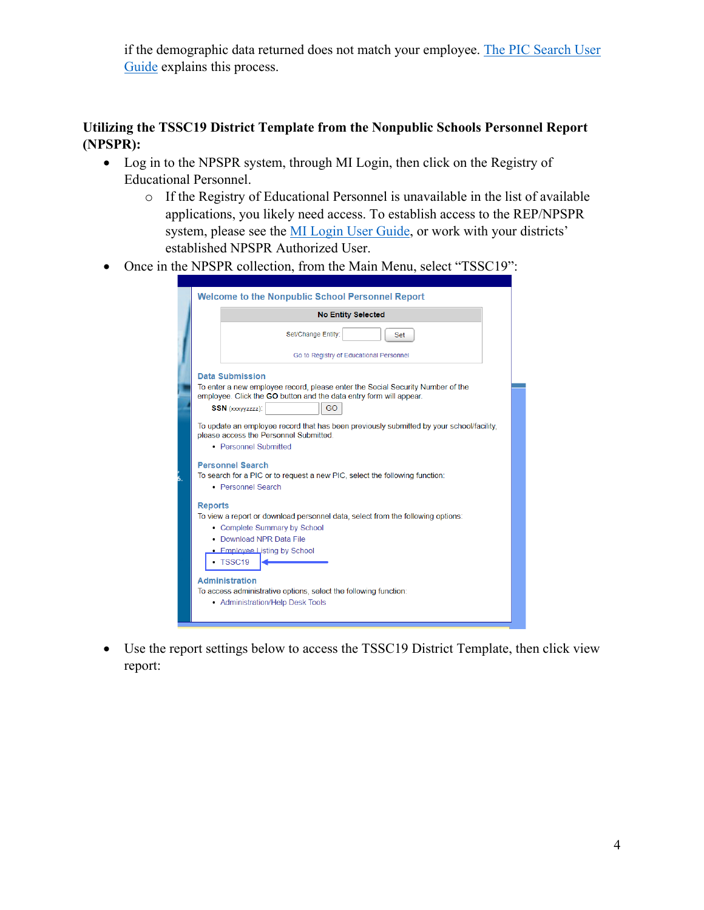if the demographic data returned does not match your employee. [The PIC Search User Guide] explains this process.

**Utilizing the TSSC19 District Template from the Nonpublic Schools Personnel Report (NPSPR):**

- Log in to the NPSPR system, through MI Login, then click on the Registry of Educational Personnel.
  - If the Registry of Educational Personnel is unavailable in the list of available applications, you likely need access. To establish access to the REP/NPSPR system, please see the [MI Login User Guide], or work with your districts' established NPSPR Authorized User.
- Once in the NPSPR collection, from the Main Menu, select "TSSC19":

- Use the report settings below to access the TSSC19 District Template, then click view report: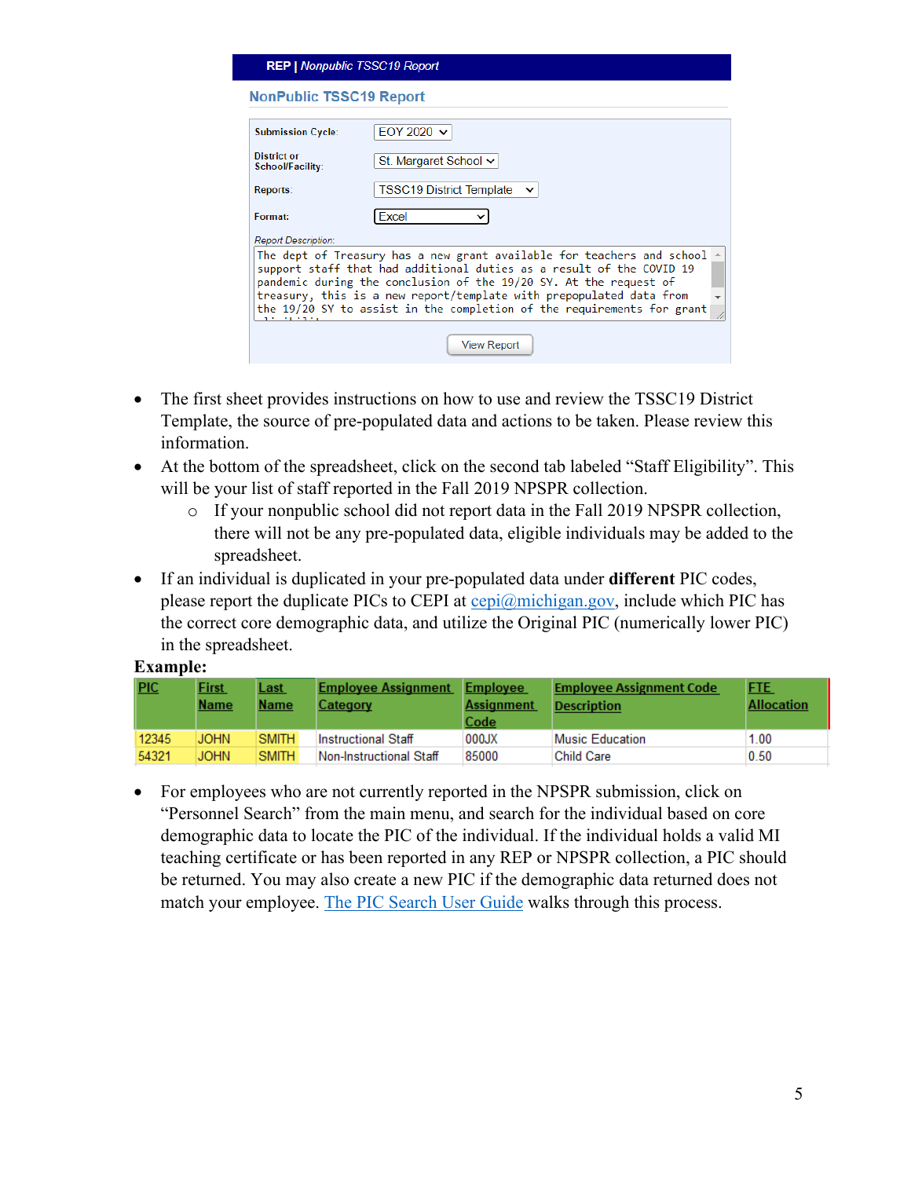**REP | *Nonpublic TSSC19 Report***

**NonPublic TSSC19 Report**

Submission Cycle: EOY 2020

District or School/Facility: St. Margaret School

Reports: TSSC19 District Template

Format: Excel

*Report Description:*

```
The dept of Treasury has a new grant available for teachers and school support staff that had additional duties as a result of the COVID 19 pandemic during the conclusion of the 19/20 SY. At the request of treasury, this is a new report/template with prepopulated data from the 19/20 SY to assist in the completion of the requirements for grant
```

View Report

- The first sheet provides instructions on how to use and review the TSSC19 District Template, the source of pre-populated data and actions to be taken. Please review this information.
- At the bottom of the spreadsheet, click on the second tab labeled "Staff Eligibility". This will be your list of staff reported in the Fall 2019 NPSPR collection.
  - If your nonpublic school did not report data in the Fall 2019 NPSPR collection, there will not be any pre-populated data, eligible individuals may be added to the spreadsheet.
- If an individual is duplicated in your pre-populated data under **different** PIC codes, please report the duplicate PICs to CEPI at cepi@michigan.gov, include which PIC has the correct core demographic data, and utilize the Original PIC (numerically lower PIC) in the spreadsheet.

**Example:**

| PIC | First Name | Last Name | Employee Assignment Category | Employee Assignment Code | Employee Assignment Code Description | FTE Allocation |
|---|---|---|---|---|---|---|
| 12345 | JOHN | SMITH | Instructional Staff | 000JX | Music Education | 1.00 |
| 54321 | JOHN | SMITH | Non-Instructional Staff | 85000 | Child Care | 0.50 |

- For employees who are not currently reported in the NPSPR submission, click on "Personnel Search" from the main menu, and search for the individual based on core demographic data to locate the PIC of the individual. If the individual holds a valid MI teaching certificate or has been reported in any REP or NPSPR collection, a PIC should be returned. You may also create a new PIC if the demographic data returned does not match your employee. The PIC Search User Guide walks through this process.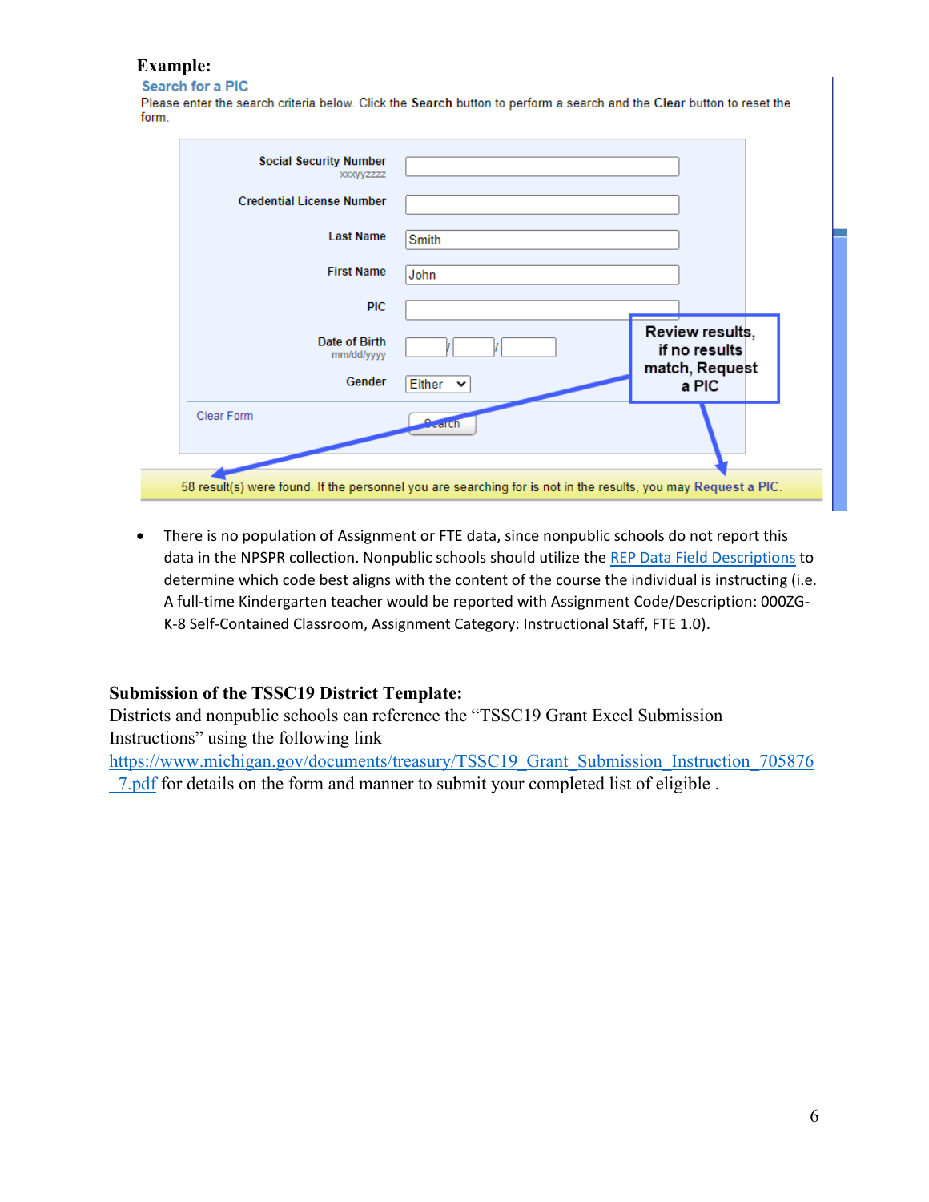**Example:**

Search for a PIC

Please enter the search criteria below. Click the **Search** button to perform a search and the **Clear** button to reset the form.

Social Security Number
xxxyyzzzz

Credential License Number

Last Name Smith

First Name John

PIC

Date of Birth
mm/dd/yyyy

Gender Either

Clear Form

Search

Review results, if no results match, Request a PIC

58 result(s) were found. If the personnel you are searching for is not in the results, you may Request a PIC.

- There is no population of Assignment or FTE data, since nonpublic schools do not report this data in the NPSPR collection. Nonpublic schools should utilize the REP Data Field Descriptions to determine which code best aligns with the content of the course the individual is instructing (i.e. A full-time Kindergarten teacher would be reported with Assignment Code/Description: 000ZG-K-8 Self-Contained Classroom, Assignment Category: Instructional Staff, FTE 1.0).

**Submission of the TSSC19 District Template:**

Districts and nonpublic schools can reference the "TSSC19 Grant Excel Submission Instructions" using the following link https://www.michigan.gov/documents/treasury/TSSC19_Grant_Submission_Instruction_705876_7.pdf for details on the form and manner to submit your completed list of eligible .